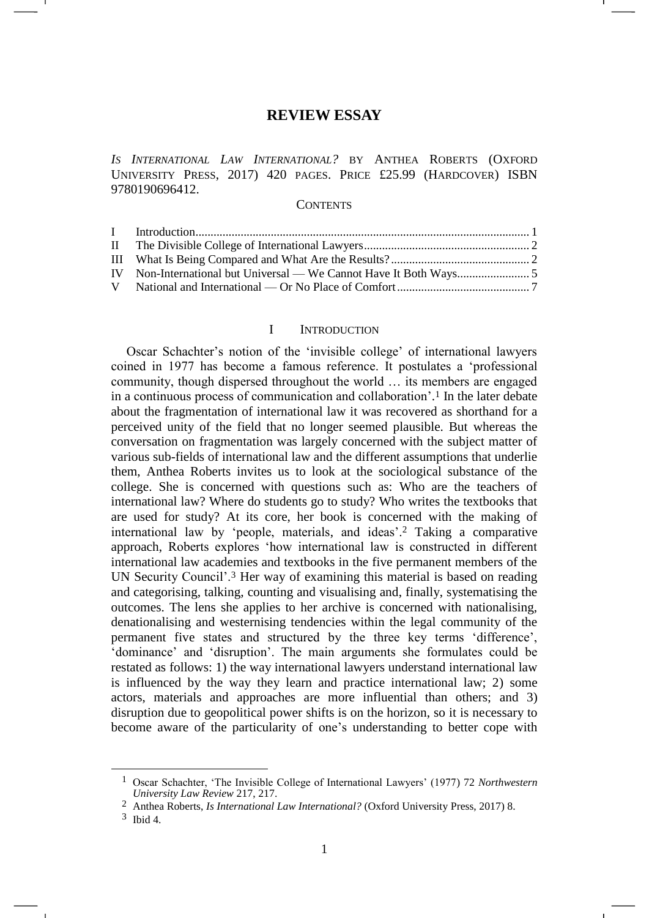# REVIEW ESSAY

*IS INTERNATIONAL LAW INTERNATIONAL?* BY ANTHEA ROBERTS (OXFORD UNIVERSITY PRESS, 2017) 420 PAGES. PRICE £25.99 (HARDCOVER) ISBN 9780190696412.

CONTENTS

I Introduction ... 1
II The Divisible College of International Lawyers ... 2
III What Is Being Compared and What Are the Results? ... 2
IV Non-International but Universal — We Cannot Have It Both Ways ... 5
V National and International — Or No Place of Comfort ... 7

## I INTRODUCTION

Oscar Schachter's notion of the 'invisible college' of international lawyers coined in 1977 has become a famous reference. It postulates a 'professional community, though dispersed throughout the world … its members are engaged in a continuous process of communication and collaboration'.[1] In the later debate about the fragmentation of international law it was recovered as shorthand for a perceived unity of the field that no longer seemed plausible. But whereas the conversation on fragmentation was largely concerned with the subject matter of various sub-fields of international law and the different assumptions that underlie them, Anthea Roberts invites us to look at the sociological substance of the college. She is concerned with questions such as: Who are the teachers of international law? Where do students go to study? Who writes the textbooks that are used for study? At its core, her book is concerned with the making of international law by 'people, materials, and ideas'.[2] Taking a comparative approach, Roberts explores 'how international law is constructed in different international law academies and textbooks in the five permanent members of the UN Security Council'.[3] Her way of examining this material is based on reading and categorising, talking, counting and visualising and, finally, systematising the outcomes. The lens she applies to her archive is concerned with nationalising, denationalising and westernising tendencies within the legal community of the permanent five states and structured by the three key terms 'difference', 'dominance' and 'disruption'. The main arguments she formulates could be restated as follows: 1) the way international lawyers understand international law is influenced by the way they learn and practice international law; 2) some actors, materials and approaches are more influential than others; and 3) disruption due to geopolitical power shifts is on the horizon, so it is necessary to become aware of the particularity of one's understanding to better cope with

[1] Oscar Schachter, 'The Invisible College of International Lawyers' (1977) 72 *Northwestern University Law Review* 217, 217.

[2] Anthea Roberts, *Is International Law International?* (Oxford University Press, 2017) 8.

[3] Ibid 4.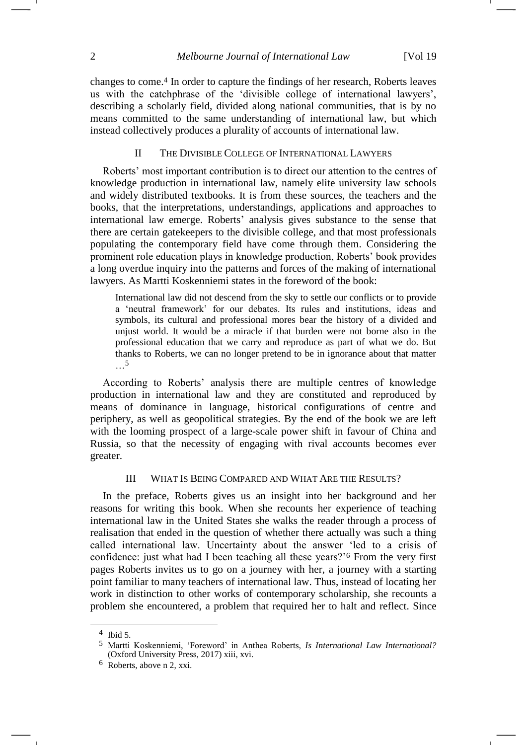changes to come.[4] In order to capture the findings of her research, Roberts leaves us with the catchphrase of the 'divisible college of international lawyers', describing a scholarly field, divided along national communities, that is by no means committed to the same understanding of international law, but which instead collectively produces a plurality of accounts of international law.

## II THE DIVISIBLE COLLEGE OF INTERNATIONAL LAWYERS

Roberts' most important contribution is to direct our attention to the centres of knowledge production in international law, namely elite university law schools and widely distributed textbooks. It is from these sources, the teachers and the books, that the interpretations, understandings, applications and approaches to international law emerge. Roberts' analysis gives substance to the sense that there are certain gatekeepers to the divisible college, and that most professionals populating the contemporary field have come through them. Considering the prominent role education plays in knowledge production, Roberts' book provides a long overdue inquiry into the patterns and forces of the making of international lawyers. As Martti Koskenniemi states in the foreword of the book:

> International law did not descend from the sky to settle our conflicts or to provide a 'neutral framework' for our debates. Its rules and institutions, ideas and symbols, its cultural and professional mores bear the history of a divided and unjust world. It would be a miracle if that burden were not borne also in the professional education that we carry and reproduce as part of what we do. But thanks to Roberts, we can no longer pretend to be in ignorance about that matter …[5]

According to Roberts' analysis there are multiple centres of knowledge production in international law and they are constituted and reproduced by means of dominance in language, historical configurations of centre and periphery, as well as geopolitical strategies. By the end of the book we are left with the looming prospect of a large-scale power shift in favour of China and Russia, so that the necessity of engaging with rival accounts becomes ever greater.

## III WHAT IS BEING COMPARED AND WHAT ARE THE RESULTS?

In the preface, Roberts gives us an insight into her background and her reasons for writing this book. When she recounts her experience of teaching international law in the United States she walks the reader through a process of realisation that ended in the question of whether there actually was such a thing called international law. Uncertainty about the answer 'led to a crisis of confidence: just what had I been teaching all these years?'[6] From the very first pages Roberts invites us to go on a journey with her, a journey with a starting point familiar to many teachers of international law. Thus, instead of locating her work in distinction to other works of contemporary scholarship, she recounts a problem she encountered, a problem that required her to halt and reflect. Since

---

[4] Ibid 5.

[5] Martti Koskenniemi, 'Foreword' in Anthea Roberts, *Is International Law International?* (Oxford University Press, 2017) xiii, xvi.

[6] Roberts, above n 2, xxi.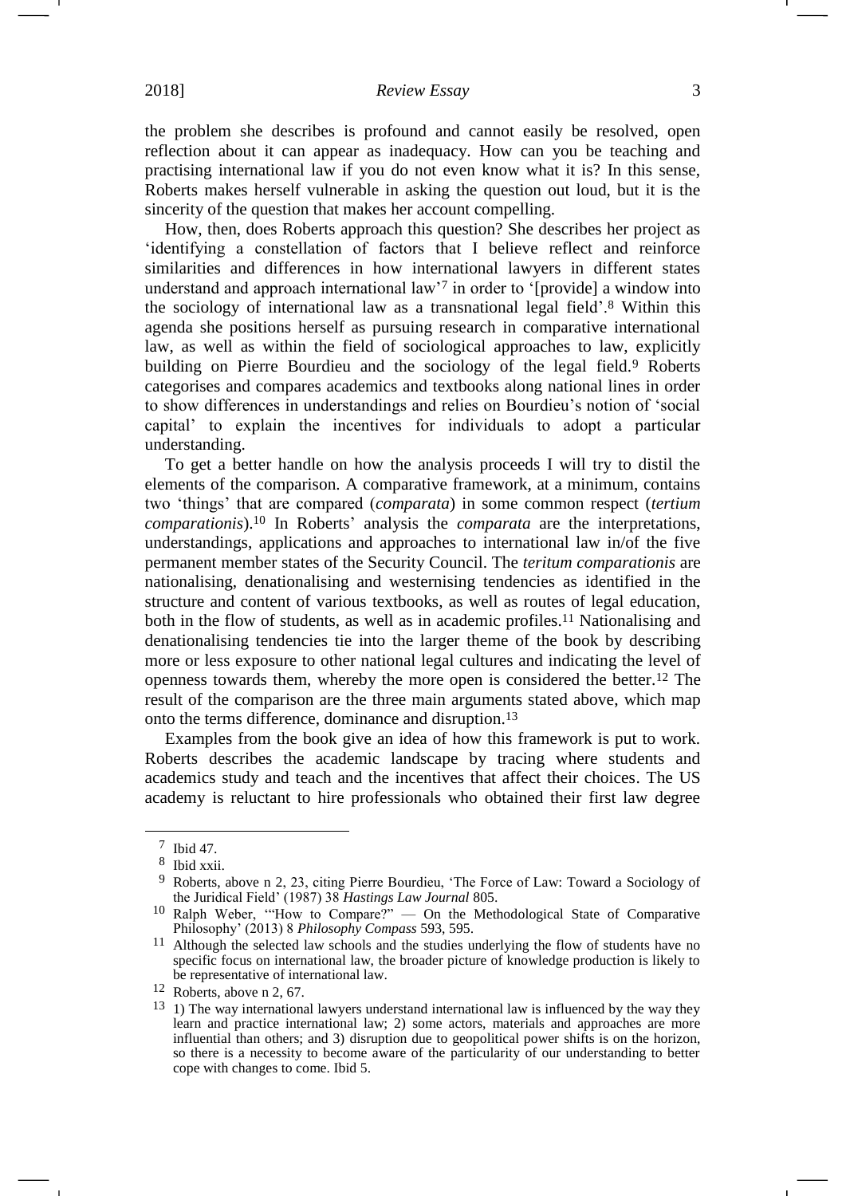the problem she describes is profound and cannot easily be resolved, open reflection about it can appear as inadequacy. How can you be teaching and practising international law if you do not even know what it is? In this sense, Roberts makes herself vulnerable in asking the question out loud, but it is the sincerity of the question that makes her account compelling.

How, then, does Roberts approach this question? She describes her project as 'identifying a constellation of factors that I believe reflect and reinforce similarities and differences in how international lawyers in different states understand and approach international law'[7] in order to '[provide] a window into the sociology of international law as a transnational legal field'.[8] Within this agenda she positions herself as pursuing research in comparative international law, as well as within the field of sociological approaches to law, explicitly building on Pierre Bourdieu and the sociology of the legal field.[9] Roberts categorises and compares academics and textbooks along national lines in order to show differences in understandings and relies on Bourdieu's notion of 'social capital' to explain the incentives for individuals to adopt a particular understanding.

To get a better handle on how the analysis proceeds I will try to distil the elements of the comparison. A comparative framework, at a minimum, contains two 'things' that are compared (*comparata*) in some common respect (*tertium comparationis*).[10] In Roberts' analysis the *comparata* are the interpretations, understandings, applications and approaches to international law in/of the five permanent member states of the Security Council. The *teritum comparationis* are nationalising, denationalising and westernising tendencies as identified in the structure and content of various textbooks, as well as routes of legal education, both in the flow of students, as well as in academic profiles.[11] Nationalising and denationalising tendencies tie into the larger theme of the book by describing more or less exposure to other national legal cultures and indicating the level of openness towards them, whereby the more open is considered the better.[12] The result of the comparison are the three main arguments stated above, which map onto the terms difference, dominance and disruption.[13]

Examples from the book give an idea of how this framework is put to work. Roberts describes the academic landscape by tracing where students and academics study and teach and the incentives that affect their choices. The US academy is reluctant to hire professionals who obtained their first law degree

---

[7] Ibid 47.

[8] Ibid xxii.

[9] Roberts, above n 2, 23, citing Pierre Bourdieu, 'The Force of Law: Toward a Sociology of the Juridical Field' (1987) 38 *Hastings Law Journal* 805.

[10] Ralph Weber, '"How to Compare?" — On the Methodological State of Comparative Philosophy' (2013) 8 *Philosophy Compass* 593, 595.

[11] Although the selected law schools and the studies underlying the flow of students have no specific focus on international law, the broader picture of knowledge production is likely to be representative of international law.

[12] Roberts, above n 2, 67.

[13] 1) The way international lawyers understand international law is influenced by the way they learn and practice international law; 2) some actors, materials and approaches are more influential than others; and 3) disruption due to geopolitical power shifts is on the horizon, so there is a necessity to become aware of the particularity of our understanding to better cope with changes to come. Ibid 5.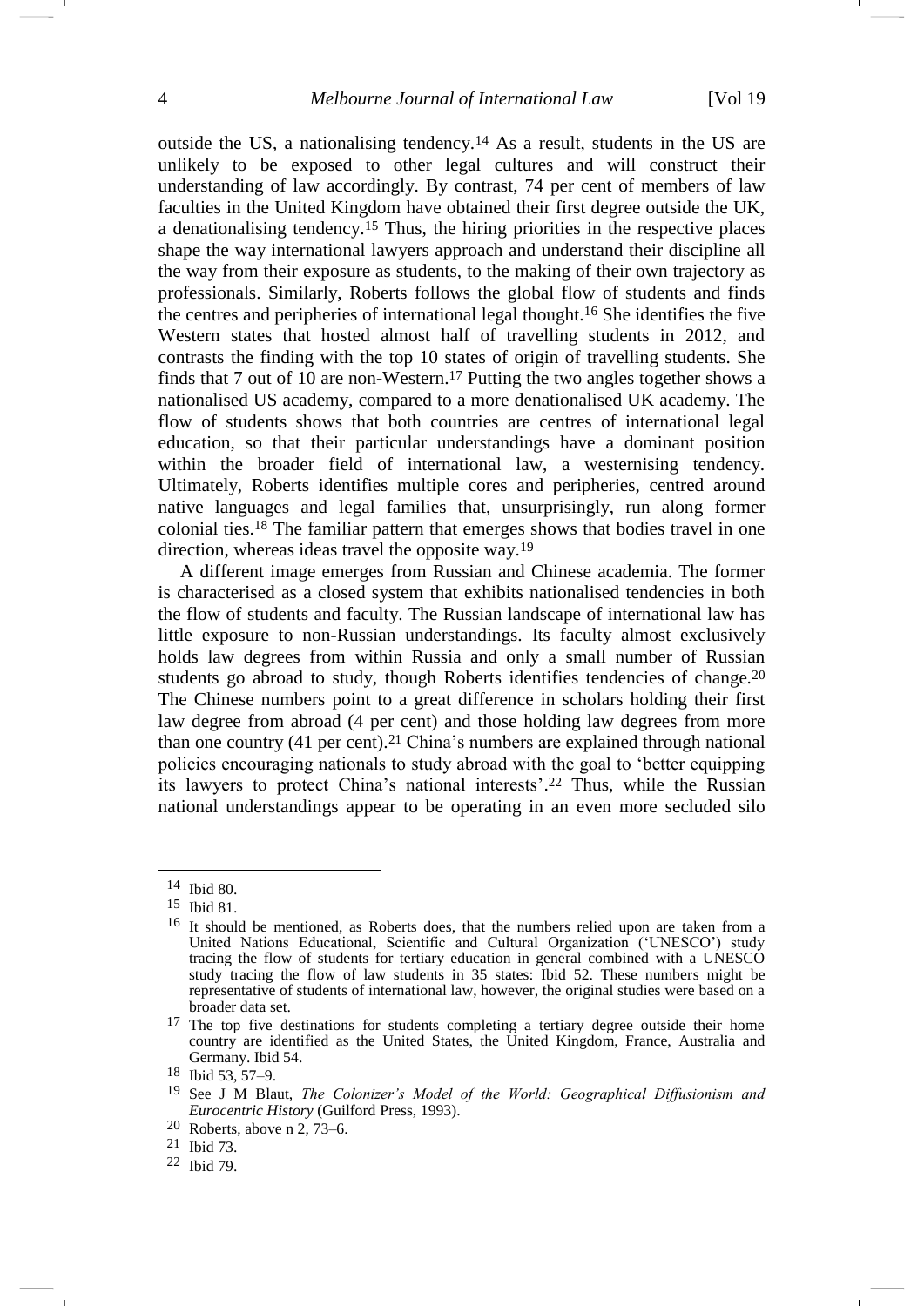outside the US, a nationalising tendency.[14] As a result, students in the US are unlikely to be exposed to other legal cultures and will construct their understanding of law accordingly. By contrast, 74 per cent of members of law faculties in the United Kingdom have obtained their first degree outside the UK, a denationalising tendency.[15] Thus, the hiring priorities in the respective places shape the way international lawyers approach and understand their discipline all the way from their exposure as students, to the making of their own trajectory as professionals. Similarly, Roberts follows the global flow of students and finds the centres and peripheries of international legal thought.[16] She identifies the five Western states that hosted almost half of travelling students in 2012, and contrasts the finding with the top 10 states of origin of travelling students. She finds that 7 out of 10 are non-Western.[17] Putting the two angles together shows a nationalised US academy, compared to a more denationalised UK academy. The flow of students shows that both countries are centres of international legal education, so that their particular understandings have a dominant position within the broader field of international law, a westernising tendency. Ultimately, Roberts identifies multiple cores and peripheries, centred around native languages and legal families that, unsurprisingly, run along former colonial ties.[18] The familiar pattern that emerges shows that bodies travel in one direction, whereas ideas travel the opposite way.[19]

A different image emerges from Russian and Chinese academia. The former is characterised as a closed system that exhibits nationalised tendencies in both the flow of students and faculty. The Russian landscape of international law has little exposure to non-Russian understandings. Its faculty almost exclusively holds law degrees from within Russia and only a small number of Russian students go abroad to study, though Roberts identifies tendencies of change.[20] The Chinese numbers point to a great difference in scholars holding their first law degree from abroad (4 per cent) and those holding law degrees from more than one country (41 per cent).[21] China's numbers are explained through national policies encouraging nationals to study abroad with the goal to 'better equipping its lawyers to protect China's national interests'.[22] Thus, while the Russian national understandings appear to be operating in an even more secluded silo

---

[14] Ibid 80.

[15] Ibid 81.

[16] It should be mentioned, as Roberts does, that the numbers relied upon are taken from a United Nations Educational, Scientific and Cultural Organization ('UNESCO') study tracing the flow of students for tertiary education in general combined with a UNESCO study tracing the flow of law students in 35 states: Ibid 52. These numbers might be representative of students of international law, however, the original studies were based on a broader data set.

[17] The top five destinations for students completing a tertiary degree outside their home country are identified as the United States, the United Kingdom, France, Australia and Germany. Ibid 54.

[18] Ibid 53, 57–9.

[19] See J M Blaut, *The Colonizer's Model of the World: Geographical Diffusionism and Eurocentric History* (Guilford Press, 1993).

[20] Roberts, above n 2, 73–6.

[21] Ibid 73.

[22] Ibid 79.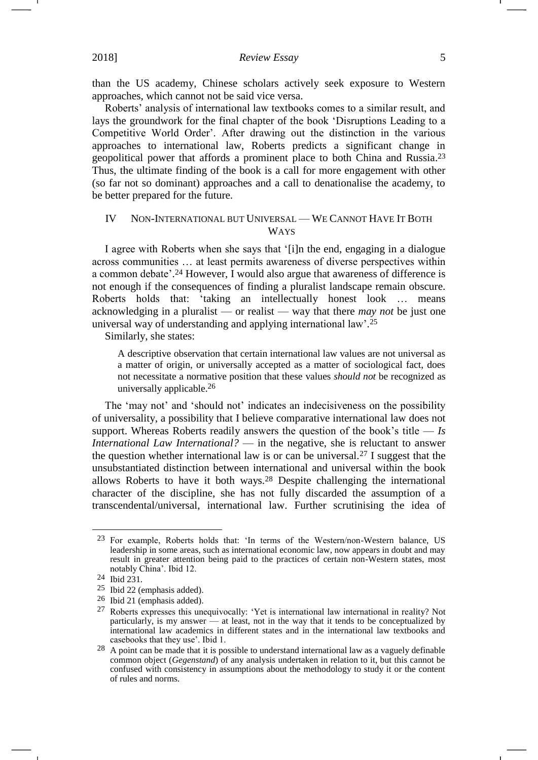than the US academy, Chinese scholars actively seek exposure to Western approaches, which cannot not be said vice versa.

Roberts' analysis of international law textbooks comes to a similar result, and lays the groundwork for the final chapter of the book 'Disruptions Leading to a Competitive World Order'. After drawing out the distinction in the various approaches to international law, Roberts predicts a significant change in geopolitical power that affords a prominent place to both China and Russia.[23] Thus, the ultimate finding of the book is a call for more engagement with other (so far not so dominant) approaches and a call to denationalise the academy, to be better prepared for the future.

## IV NON-INTERNATIONAL BUT UNIVERSAL — WE CANNOT HAVE IT BOTH WAYS

I agree with Roberts when she says that '[i]n the end, engaging in a dialogue across communities … at least permits awareness of diverse perspectives within a common debate'.[24] However, I would also argue that awareness of difference is not enough if the consequences of finding a pluralist landscape remain obscure. Roberts holds that: 'taking an intellectually honest look … means acknowledging in a pluralist — or realist — way that there *may not* be just one universal way of understanding and applying international law'.[25]

Similarly, she states:

> A descriptive observation that certain international law values are not universal as a matter of origin, or universally accepted as a matter of sociological fact, does not necessitate a normative position that these values *should not* be recognized as universally applicable.[26]

The 'may not' and 'should not' indicates an indecisiveness on the possibility of universality, a possibility that I believe comparative international law does not support. Whereas Roberts readily answers the question of the book's title — *Is International Law International?* — in the negative, she is reluctant to answer the question whether international law is or can be universal.[27] I suggest that the unsubstantiated distinction between international and universal within the book allows Roberts to have it both ways.[28] Despite challenging the international character of the discipline, she has not fully discarded the assumption of a transcendental/universal, international law. Further scrutinising the idea of

---

[23] For example, Roberts holds that: 'In terms of the Western/non-Western balance, US leadership in some areas, such as international economic law, now appears in doubt and may result in greater attention being paid to the practices of certain non-Western states, most notably China'. Ibid 12.

[24] Ibid 231.

[25] Ibid 22 (emphasis added).

[26] Ibid 21 (emphasis added).

[27] Roberts expresses this unequivocally: 'Yet is international law international in reality? Not particularly, is my answer — at least, not in the way that it tends to be conceptualized by international law academics in different states and in the international law textbooks and casebooks that they use'. Ibid 1.

[28] A point can be made that it is possible to understand international law as a vaguely definable common object (*Gegenstand*) of any analysis undertaken in relation to it, but this cannot be confused with consistency in assumptions about the methodology to study it or the content of rules and norms.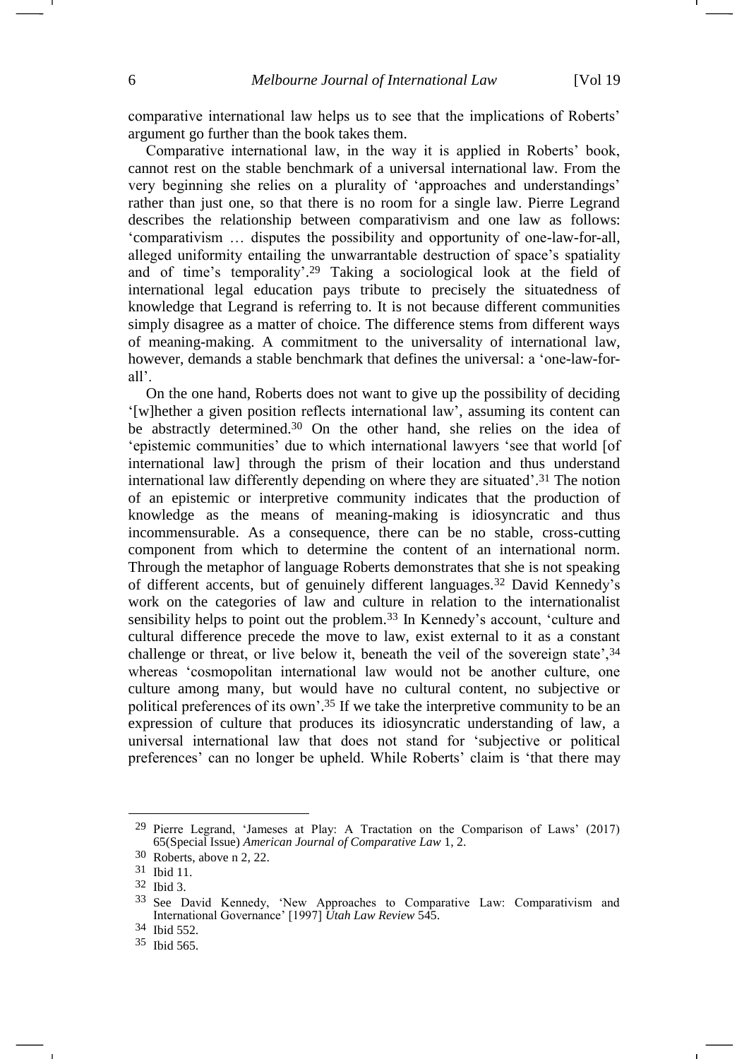comparative international law helps us to see that the implications of Roberts' argument go further than the book takes them.

Comparative international law, in the way it is applied in Roberts' book, cannot rest on the stable benchmark of a universal international law. From the very beginning she relies on a plurality of 'approaches and understandings' rather than just one, so that there is no room for a single law. Pierre Legrand describes the relationship between comparativism and one law as follows: 'comparativism … disputes the possibility and opportunity of one-law-for-all, alleged uniformity entailing the unwarrantable destruction of space's spatiality and of time's temporality'.[29] Taking a sociological look at the field of international legal education pays tribute to precisely the situatedness of knowledge that Legrand is referring to. It is not because different communities simply disagree as a matter of choice. The difference stems from different ways of meaning-making. A commitment to the universality of international law, however, demands a stable benchmark that defines the universal: a 'one-law-for-all'.

On the one hand, Roberts does not want to give up the possibility of deciding '[w]hether a given position reflects international law', assuming its content can be abstractly determined.[30] On the other hand, she relies on the idea of 'epistemic communities' due to which international lawyers 'see that world [of international law] through the prism of their location and thus understand international law differently depending on where they are situated'.[31] The notion of an epistemic or interpretive community indicates that the production of knowledge as the means of meaning-making is idiosyncratic and thus incommensurable. As a consequence, there can be no stable, cross-cutting component from which to determine the content of an international norm. Through the metaphor of language Roberts demonstrates that she is not speaking of different accents, but of genuinely different languages.[32] David Kennedy's work on the categories of law and culture in relation to the internationalist sensibility helps to point out the problem.[33] In Kennedy's account, 'culture and cultural difference precede the move to law, exist external to it as a constant challenge or threat, or live below it, beneath the veil of the sovereign state',[34] whereas 'cosmopolitan international law would not be another culture, one culture among many, but would have no cultural content, no subjective or political preferences of its own'.[35] If we take the interpretive community to be an expression of culture that produces its idiosyncratic understanding of law, a universal international law that does not stand for 'subjective or political preferences' can no longer be upheld. While Roberts' claim is 'that there may

---

[29] Pierre Legrand, 'Jameses at Play: A Tractation on the Comparison of Laws' (2017) 65(Special Issue) *American Journal of Comparative Law* 1, 2.

[30] Roberts, above n 2, 22.

[31] Ibid 11.

[32] Ibid 3.

[33] See David Kennedy, 'New Approaches to Comparative Law: Comparativism and International Governance' [1997] *Utah Law Review* 545.

[34] Ibid 552.

[35] Ibid 565.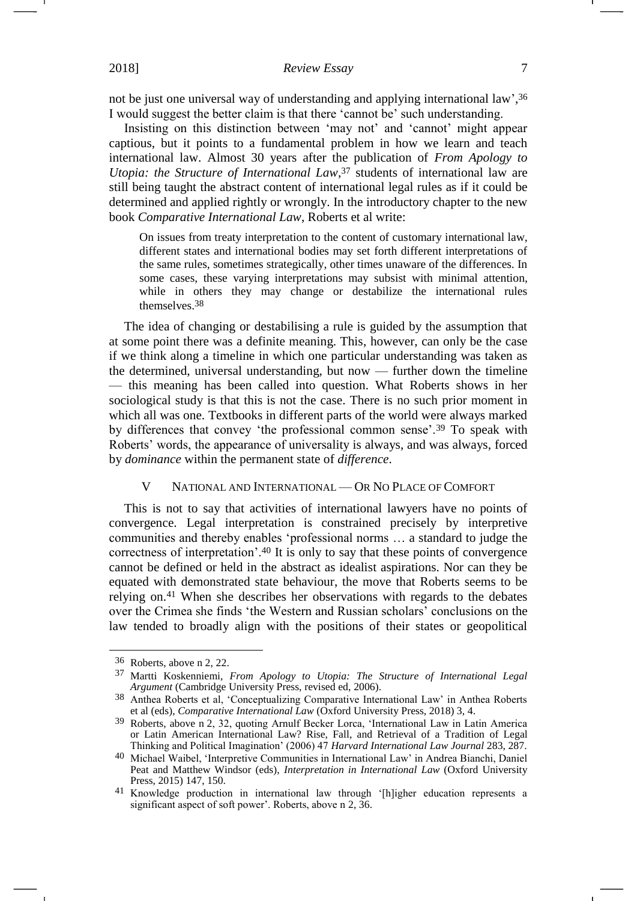not be just one universal way of understanding and applying international law',[36] I would suggest the better claim is that there 'cannot be' such understanding.

Insisting on this distinction between 'may not' and 'cannot' might appear captious, but it points to a fundamental problem in how we learn and teach international law. Almost 30 years after the publication of *From Apology to Utopia: the Structure of International Law*,[37] students of international law are still being taught the abstract content of international legal rules as if it could be determined and applied rightly or wrongly. In the introductory chapter to the new book *Comparative International Law*, Roberts et al write:

> On issues from treaty interpretation to the content of customary international law, different states and international bodies may set forth different interpretations of the same rules, sometimes strategically, other times unaware of the differences. In some cases, these varying interpretations may subsist with minimal attention, while in others they may change or destabilize the international rules themselves.[38]

The idea of changing or destabilising a rule is guided by the assumption that at some point there was a definite meaning. This, however, can only be the case if we think along a timeline in which one particular understanding was taken as the determined, universal understanding, but now — further down the timeline — this meaning has been called into question. What Roberts shows in her sociological study is that this is not the case. There is no such prior moment in which all was one. Textbooks in different parts of the world were always marked by differences that convey 'the professional common sense'.[39] To speak with Roberts' words, the appearance of universality is always, and was always, forced by *dominance* within the permanent state of *difference*.

## V National and International — Or No Place of Comfort

This is not to say that activities of international lawyers have no points of convergence. Legal interpretation is constrained precisely by interpretive communities and thereby enables 'professional norms … a standard to judge the correctness of interpretation'.[40] It is only to say that these points of convergence cannot be defined or held in the abstract as idealist aspirations. Nor can they be equated with demonstrated state behaviour, the move that Roberts seems to be relying on.[41] When she describes her observations with regards to the debates over the Crimea she finds 'the Western and Russian scholars' conclusions on the law tended to broadly align with the positions of their states or geopolitical

---

[36] Roberts, above n 2, 22.

[37] Martti Koskenniemi, *From Apology to Utopia: The Structure of International Legal Argument* (Cambridge University Press, revised ed, 2006).

[38] Anthea Roberts et al, 'Conceptualizing Comparative International Law' in Anthea Roberts et al (eds), *Comparative International Law* (Oxford University Press, 2018) 3, 4.

[39] Roberts, above n 2, 32, quoting Arnulf Becker Lorca, 'International Law in Latin America or Latin American International Law? Rise, Fall, and Retrieval of a Tradition of Legal Thinking and Political Imagination' (2006) 47 *Harvard International Law Journal* 283, 287.

[40] Michael Waibel, 'Interpretive Communities in International Law' in Andrea Bianchi, Daniel Peat and Matthew Windsor (eds), *Interpretation in International Law* (Oxford University Press, 2015) 147, 150.

[41] Knowledge production in international law through '[h]igher education represents a significant aspect of soft power'. Roberts, above n 2, 36.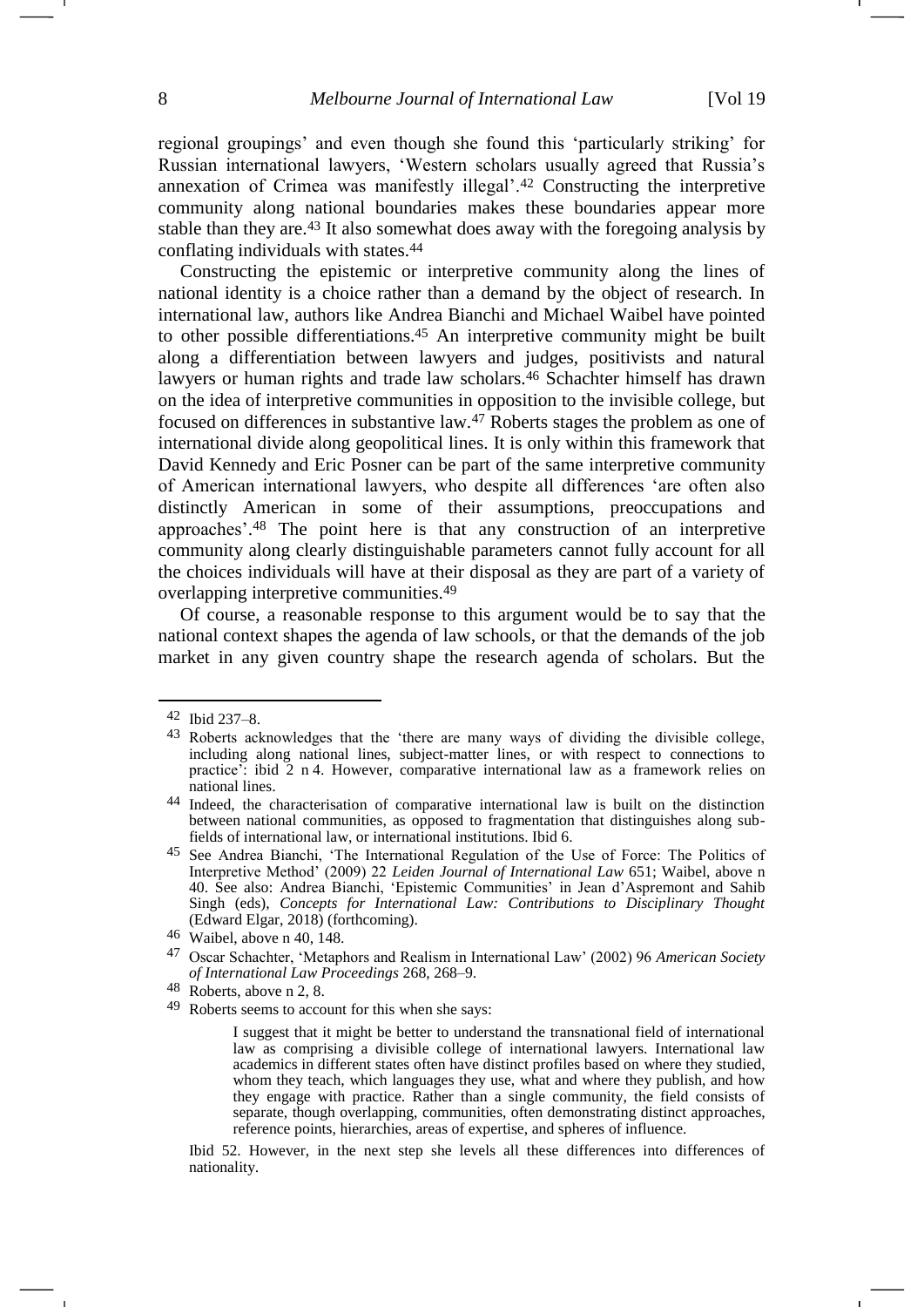regional groupings' and even though she found this 'particularly striking' for Russian international lawyers, 'Western scholars usually agreed that Russia's annexation of Crimea was manifestly illegal'.[42] Constructing the interpretive community along national boundaries makes these boundaries appear more stable than they are.[43] It also somewhat does away with the foregoing analysis by conflating individuals with states.[44]

Constructing the epistemic or interpretive community along the lines of national identity is a choice rather than a demand by the object of research. In international law, authors like Andrea Bianchi and Michael Waibel have pointed to other possible differentiations.[45] An interpretive community might be built along a differentiation between lawyers and judges, positivists and natural lawyers or human rights and trade law scholars.[46] Schachter himself has drawn on the idea of interpretive communities in opposition to the invisible college, but focused on differences in substantive law.[47] Roberts stages the problem as one of international divide along geopolitical lines. It is only within this framework that David Kennedy and Eric Posner can be part of the same interpretive community of American international lawyers, who despite all differences 'are often also distinctly American in some of their assumptions, preoccupations and approaches'.[48] The point here is that any construction of an interpretive community along clearly distinguishable parameters cannot fully account for all the choices individuals will have at their disposal as they are part of a variety of overlapping interpretive communities.[49]

Of course, a reasonable response to this argument would be to say that the national context shapes the agenda of law schools, or that the demands of the job market in any given country shape the research agenda of scholars. But the

---

42 Ibid 237–8.

43 Roberts acknowledges that the 'there are many ways of dividing the divisible college, including along national lines, subject-matter lines, or with respect to connections to practice': ibid 2 n 4. However, comparative international law as a framework relies on national lines.

44 Indeed, the characterisation of comparative international law is built on the distinction between national communities, as opposed to fragmentation that distinguishes along sub-fields of international law, or international institutions. Ibid 6.

45 See Andrea Bianchi, 'The International Regulation of the Use of Force: The Politics of Interpretive Method' (2009) 22 *Leiden Journal of International Law* 651; Waibel, above n 40. See also: Andrea Bianchi, 'Epistemic Communities' in Jean d'Aspremont and Sahib Singh (eds), *Concepts for International Law: Contributions to Disciplinary Thought* (Edward Elgar, 2018) (forthcoming).

46 Waibel, above n 40, 148.

47 Oscar Schachter, 'Metaphors and Realism in International Law' (2002) 96 *American Society of International Law Proceedings* 268, 268–9.

48 Roberts, above n 2, 8.

49 Roberts seems to account for this when she says:

> I suggest that it might be better to understand the transnational field of international law as comprising a divisible college of international lawyers. International law academics in different states often have distinct profiles based on where they studied, whom they teach, which languages they use, what and where they publish, and how they engage with practice. Rather than a single community, the field consists of separate, though overlapping, communities, often demonstrating distinct approaches, reference points, hierarchies, areas of expertise, and spheres of influence.

Ibid 52. However, in the next step she levels all these differences into differences of nationality.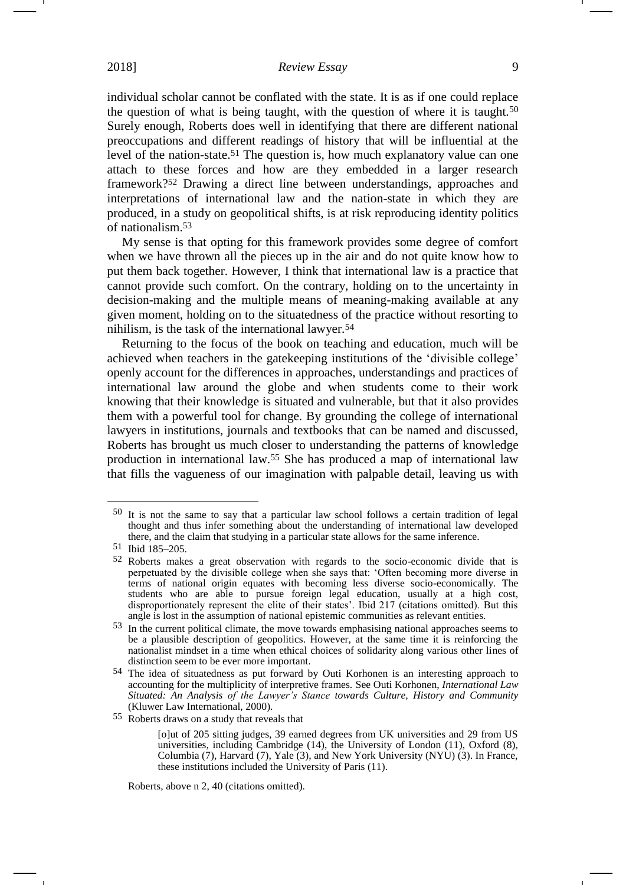individual scholar cannot be conflated with the state. It is as if one could replace the question of what is being taught, with the question of where it is taught.[50] Surely enough, Roberts does well in identifying that there are different national preoccupations and different readings of history that will be influential at the level of the nation-state.[51] The question is, how much explanatory value can one attach to these forces and how are they embedded in a larger research framework?[52] Drawing a direct line between understandings, approaches and interpretations of international law and the nation-state in which they are produced, in a study on geopolitical shifts, is at risk reproducing identity politics of nationalism.[53]

My sense is that opting for this framework provides some degree of comfort when we have thrown all the pieces up in the air and do not quite know how to put them back together. However, I think that international law is a practice that cannot provide such comfort. On the contrary, holding on to the uncertainty in decision-making and the multiple means of meaning-making available at any given moment, holding on to the situatedness of the practice without resorting to nihilism, is the task of the international lawyer.[54]

Returning to the focus of the book on teaching and education, much will be achieved when teachers in the gatekeeping institutions of the 'divisible college' openly account for the differences in approaches, understandings and practices of international law around the globe and when students come to their work knowing that their knowledge is situated and vulnerable, but that it also provides them with a powerful tool for change. By grounding the college of international lawyers in institutions, journals and textbooks that can be named and discussed, Roberts has brought us much closer to understanding the patterns of knowledge production in international law.[55] She has produced a map of international law that fills the vagueness of our imagination with palpable detail, leaving us with

---

[50] It is not the same to say that a particular law school follows a certain tradition of legal thought and thus infer something about the understanding of international law developed there, and the claim that studying in a particular state allows for the same inference.

[51] Ibid 185–205.

[52] Roberts makes a great observation with regards to the socio-economic divide that is perpetuated by the divisible college when she says that: 'Often becoming more diverse in terms of national origin equates with becoming less diverse socio-economically. The students who are able to pursue foreign legal education, usually at a high cost, disproportionately represent the elite of their states'. Ibid 217 (citations omitted). But this angle is lost in the assumption of national epistemic communities as relevant entities.

[53] In the current political climate, the move towards emphasising national approaches seems to be a plausible description of geopolitics. However, at the same time it is reinforcing the nationalist mindset in a time when ethical choices of solidarity along various other lines of distinction seem to be ever more important.

[54] The idea of situatedness as put forward by Outi Korhonen is an interesting approach to accounting for the multiplicity of interpretive frames. See Outi Korhonen, *International Law Situated: An Analysis of the Lawyer's Stance towards Culture, History and Community* (Kluwer Law International, 2000).

[55] Roberts draws on a study that reveals that

> [o]ut of 205 sitting judges, 39 earned degrees from UK universities and 29 from US universities, including Cambridge (14), the University of London (11), Oxford (8), Columbia (7), Harvard (7), Yale (3), and New York University (NYU) (3). In France, these institutions included the University of Paris (11).

Roberts, above n 2, 40 (citations omitted).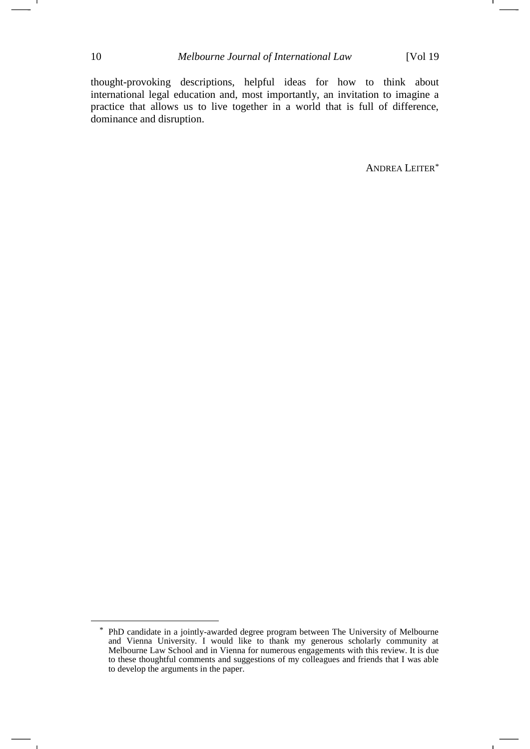thought-provoking descriptions, helpful ideas for how to think about international legal education and, most importantly, an invitation to imagine a practice that allows us to live together in a world that is full of difference, dominance and disruption.

ANDREA LEITER*

---

* PhD candidate in a jointly-awarded degree program between The University of Melbourne and Vienna University. I would like to thank my generous scholarly community at Melbourne Law School and in Vienna for numerous engagements with this review. It is due to these thoughtful comments and suggestions of my colleagues and friends that I was able to develop the arguments in the paper.